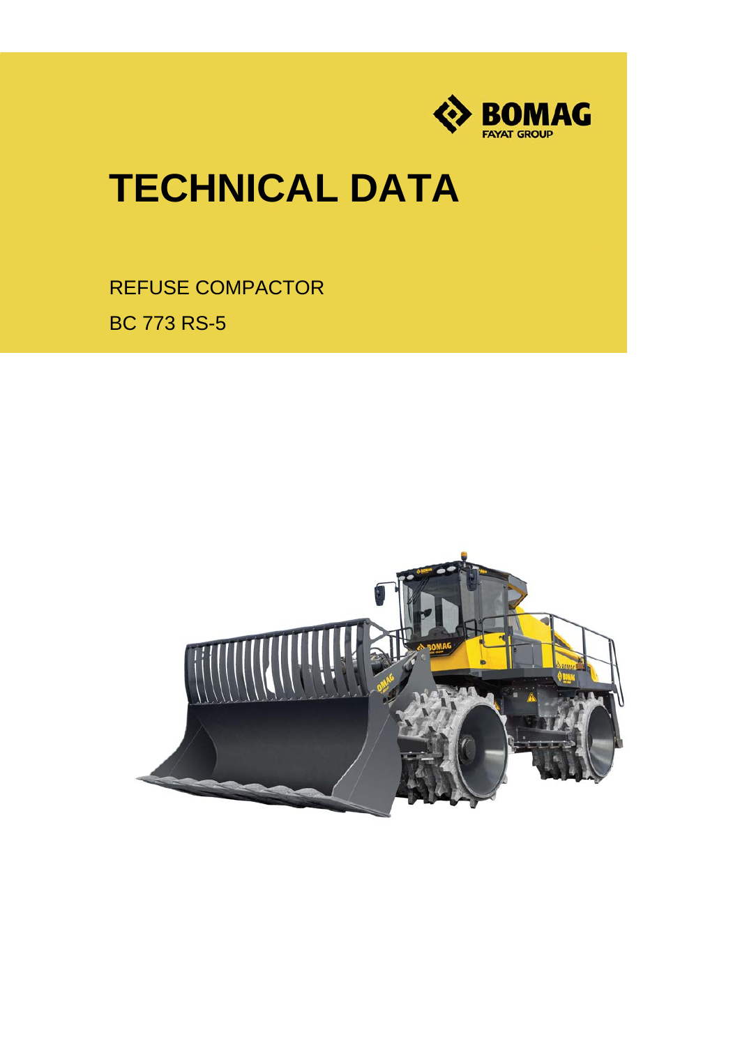BOMAG
FAYAT GROUP

# TECHNICAL DATA

REFUSE COMPACTOR

BC 773 RS-5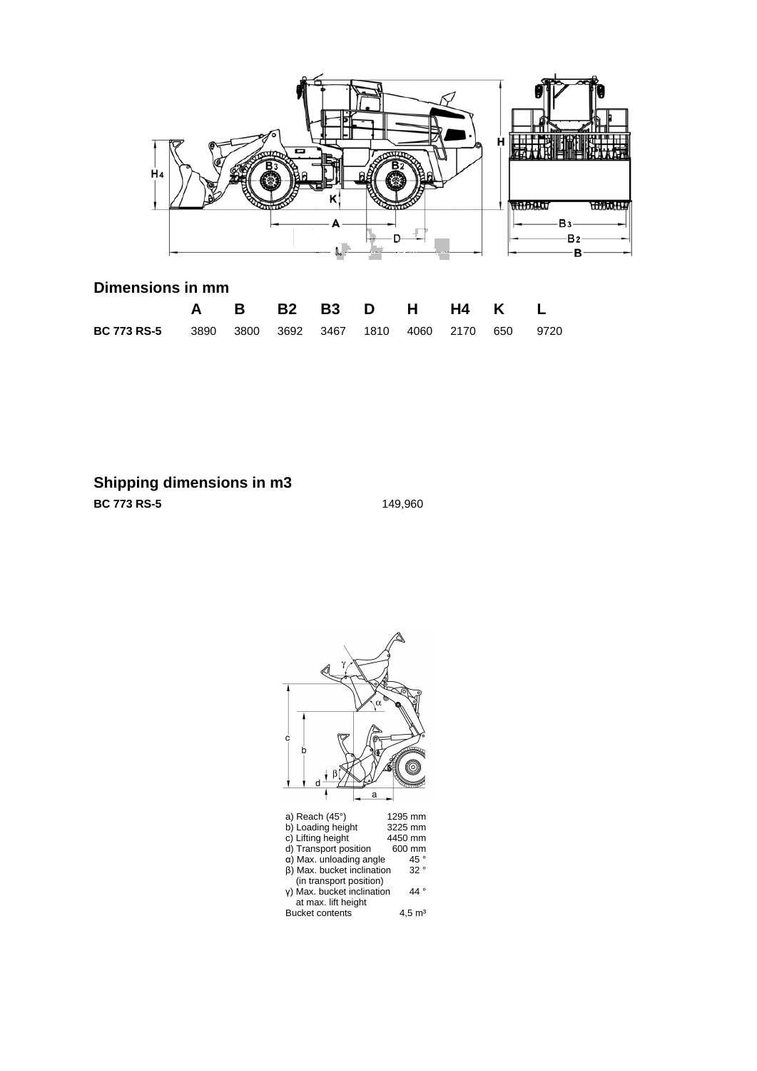## Dimensions in mm

| | A | B | B2 | B3 | D | H | H4 | K | L |
|---|---|---|---|---|---|---|---|---|---|
| **BC 773 RS-5** | 3890 | 3800 | 3692 | 3467 | 1810 | 4060 | 2170 | 650 | 9720 |

## Shipping dimensions in m3

| | |
|---|---|
| **BC 773 RS-5** | 149,960 |

| | |
|---|---|
| a) Reach (45°) | 1295 mm |
| b) Loading height | 3225 mm |
| c) Lifting height | 4450 mm |
| d) Transport position | 600 mm |
| α) Max. unloading angle | 45 ° |
| β) Max. bucket inclination (in transport position) | 32 ° |
| γ) Max. bucket inclination at max. lift height | 44 ° |
| Bucket contents | 4,5 $m^3$ |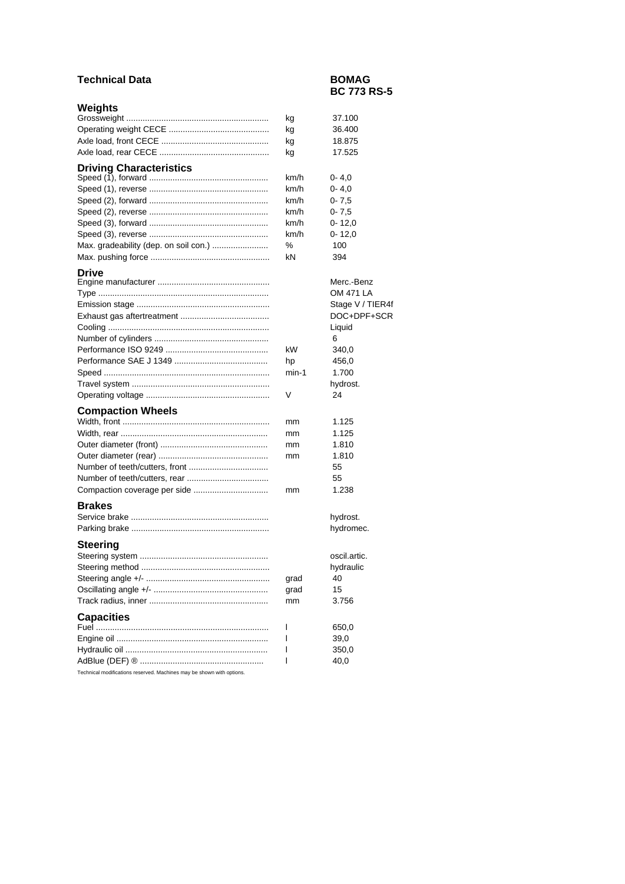# Technical Data

**BOMAG**
**BC 773 RS-5**

## Weights

| | | |
|---|---|---|
| Grossweight | kg | 37.100 |
| Operating weight CECE | kg | 36.400 |
| Axle load, front CECE | kg | 18.875 |
| Axle load, rear CECE | kg | 17.525 |

## Driving Characteristics

| | | |
|---|---|---|
| Speed (1), forward | km/h | 0- 4,0 |
| Speed (1), reverse | km/h | 0- 4,0 |
| Speed (2), forward | km/h | 0- 7,5 |
| Speed (2), reverse | km/h | 0- 7,5 |
| Speed (3), forward | km/h | 0- 12,0 |
| Speed (3), reverse | km/h | 0- 12,0 |
| Max. gradeability (dep. on soil con.) | % | 100 |
| Max. pushing force | kN | 394 |

## Drive

| | | |
|---|---|---|
| Engine manufacturer | | Merc.-Benz |
| Type | | OM 471 LA |
| Emission stage | | Stage V / TIER4f |
| Exhaust gas aftertreatment | | DOC+DPF+SCR |
| Cooling | | Liquid |
| Number of cylinders | | 6 |
| Performance ISO 9249 | kW | 340,0 |
| Performance SAE J 1349 | hp | 456,0 |
| Speed | min-1 | 1.700 |
| Travel system | | hydrost. |
| Operating voltage | V | 24 |

## Compaction Wheels

| | | |
|---|---|---|
| Width, front | mm | 1.125 |
| Width, rear | mm | 1.125 |
| Outer diameter (front) | mm | 1.810 |
| Outer diameter (rear) | mm | 1.810 |
| Number of teeth/cutters, front | | 55 |
| Number of teeth/cutters, rear | | 55 |
| Compaction coverage per side | mm | 1.238 |

## Brakes

| | | |
|---|---|---|
| Service brake | | hydrost. |
| Parking brake | | hydromec. |

## Steering

| | | |
|---|---|---|
| Steering system | | oscil.artic. |
| Steering method | | hydraulic |
| Steering angle +/- | grad | 40 |
| Oscillating angle +/- | grad | 15 |
| Track radius, inner | mm | 3.756 |

## Capacities

| | | |
|---|---|---|
| Fuel | l | 650,0 |
| Engine oil | l | 39,0 |
| Hydraulic oil | l | 350,0 |
| AdBlue (DEF) ® | l | 40,0 |

Technical modifications reserved. Machines may be shown with options.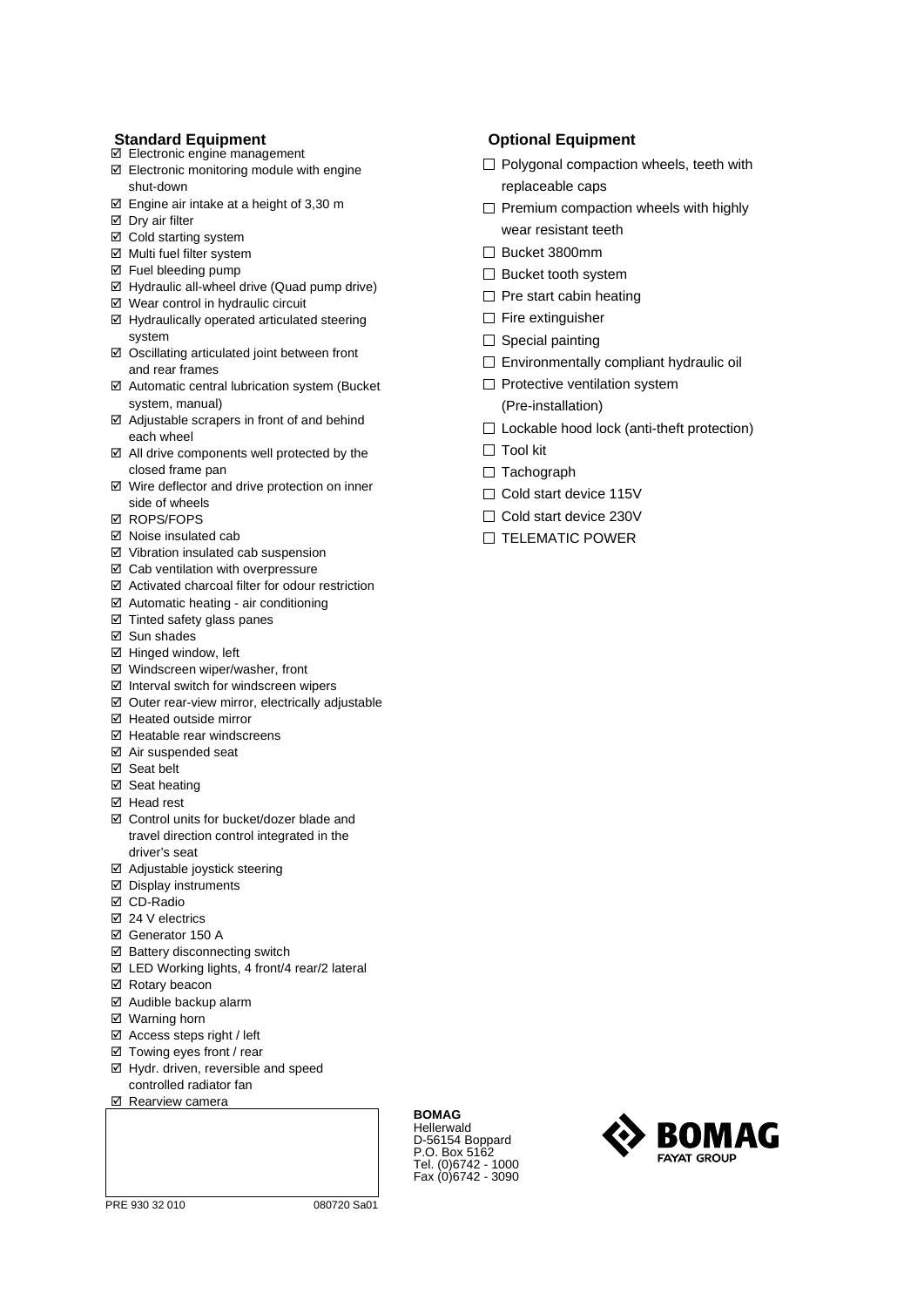## Standard Equipment

- ☑ Electronic engine management
- ☑ Electronic monitoring module with engine shut-down
- ☑ Engine air intake at a height of 3,30 m
- ☑ Dry air filter
- ☑ Cold starting system
- ☑ Multi fuel filter system
- ☑ Fuel bleeding pump
- ☑ Hydraulic all-wheel drive (Quad pump drive)
- ☑ Wear control in hydraulic circuit
- ☑ Hydraulically operated articulated steering system
- ☑ Oscillating articulated joint between front and rear frames
- ☑ Automatic central lubrication system (Bucket system, manual)
- ☑ Adjustable scrapers in front of and behind each wheel
- ☑ All drive components well protected by the closed frame pan
- ☑ Wire deflector and drive protection on inner side of wheels
- ☑ ROPS/FOPS
- ☑ Noise insulated cab
- ☑ Vibration insulated cab suspension
- ☑ Cab ventilation with overpressure
- ☑ Activated charcoal filter for odour restriction
- ☑ Automatic heating - air conditioning
- ☑ Tinted safety glass panes
- ☑ Sun shades
- ☑ Hinged window, left
- ☑ Windscreen wiper/washer, front
- ☑ Interval switch for windscreen wipers
- ☑ Outer rear-view mirror, electrically adjustable
- ☑ Heated outside mirror
- ☑ Heatable rear windscreens
- ☑ Air suspended seat
- ☑ Seat belt
- ☑ Seat heating
- ☑ Head rest
- ☑ Control units for bucket/dozer blade and travel direction control integrated in the driver's seat
- ☑ Adjustable joystick steering
- ☑ Display instruments
- ☑ CD-Radio
- ☑ 24 V electrics
- ☑ Generator 150 A
- ☑ Battery disconnecting switch
- ☑ LED Working lights, 4 front/4 rear/2 lateral
- ☑ Rotary beacon
- ☑ Audible backup alarm
- ☑ Warning horn
- ☑ Access steps right / left
- ☑ Towing eyes front / rear
- ☑ Hydr. driven, reversible and speed controlled radiator fan
- ☑ Rearview camera

## Optional Equipment

- ☐ Polygonal compaction wheels, teeth with replaceable caps
- ☐ Premium compaction wheels with highly wear resistant teeth
- ☐ Bucket 3800mm
- ☐ Bucket tooth system
- ☐ Pre start cabin heating
- ☐ Fire extinguisher
- ☐ Special painting
- ☐ Environmentally compliant hydraulic oil
- ☐ Protective ventilation system (Pre-installation)
- ☐ Lockable hood lock (anti-theft protection)
- ☐ Tool kit
- ☐ Tachograph
- ☐ Cold start device 115V
- ☐ Cold start device 230V
- ☐ TELEMATIC POWER

**BOMAG**
Hellerwald
D-56154 Boppard
P.O. Box 5162
Tel. (0)6742 - 1000
Fax (0)6742 - 3090

BOMAG FAYAT GROUP

PRE 930 32 010 080720 Sa01